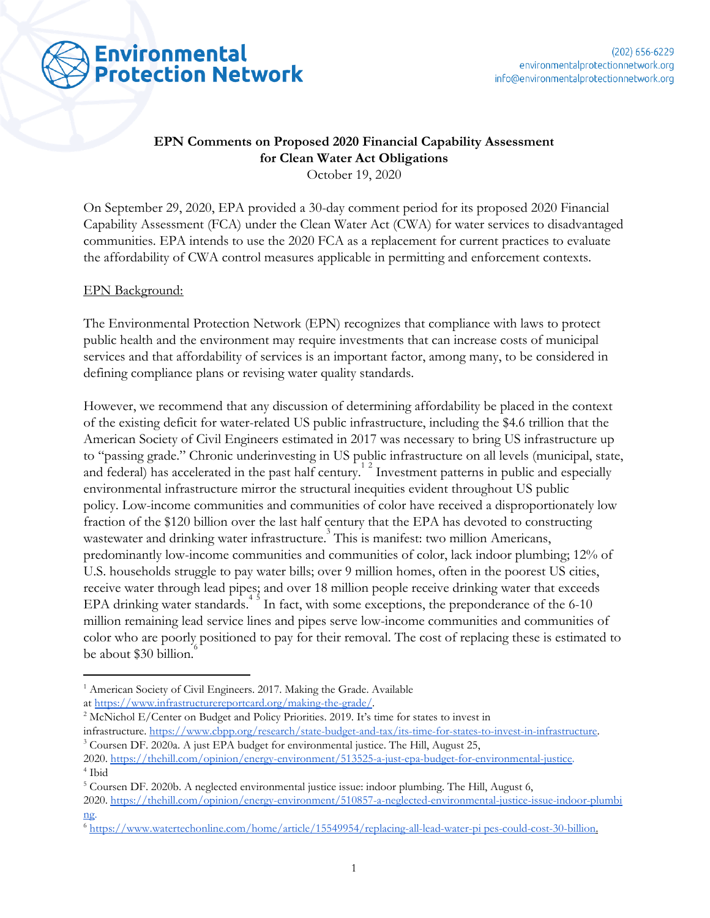Environmental Protection Network

(202) 656-6229
environmentalprotectionnetwork.org
info@environmentalprotectionnetwork.org

**EPN Comments on Proposed 2020 Financial Capability Assessment for Clean Water Act Obligations**

October 19, 2020

On September 29, 2020, EPA provided a 30-day comment period for its proposed 2020 Financial Capability Assessment (FCA) under the Clean Water Act (CWA) for water services to disadvantaged communities. EPA intends to use the 2020 FCA as a replacement for current practices to evaluate the affordability of CWA control measures applicable in permitting and enforcement contexts.

EPN Background:

The Environmental Protection Network (EPN) recognizes that compliance with laws to protect public health and the environment may require investments that can increase costs of municipal services and that affordability of services is an important factor, among many, to be considered in defining compliance plans or revising water quality standards.

However, we recommend that any discussion of determining affordability be placed in the context of the existing deficit for water-related US public infrastructure, including the $4.6 trillion that the American Society of Civil Engineers estimated in 2017 was necessary to bring US infrastructure up to "passing grade." Chronic underinvesting in US public infrastructure on all levels (municipal, state, and federal) has accelerated in the past half century.[1] [2] Investment patterns in public and especially environmental infrastructure mirror the structural inequities evident throughout US public policy. Low-income communities and communities of color have received a disproportionately low fraction of the $120 billion over the last half century that the EPA has devoted to constructing wastewater and drinking water infrastructure.[3] This is manifest: two million Americans, predominantly low-income communities and communities of color, lack indoor plumbing; 12% of U.S. households struggle to pay water bills; over 9 million homes, often in the poorest US cities, receive water through lead pipes; and over 18 million people receive drinking water that exceeds EPA drinking water standards.[4] [5] In fact, with some exceptions, the preponderance of the 6-10 million remaining lead service lines and pipes serve low-income communities and communities of color who are poorly positioned to pay for their removal. The cost of replacing these is estimated to be about $30 billion.[6]

---

[1] American Society of Civil Engineers. 2017. Making the Grade. Available at https://www.infrastructurereportcard.org/making-the-grade/.

[2] McNichol E/Center on Budget and Policy Priorities. 2019. It's time for states to invest in infrastructure. https://www.cbpp.org/research/state-budget-and-tax/its-time-for-states-to-invest-in-infrastructure.

[3] Coursen DF. 2020a. A just EPA budget for environmental justice. The Hill, August 25, 2020. https://thehill.com/opinion/energy-environment/513525-a-just-epa-budget-for-environmental-justice.

[4] Ibid

[5] Coursen DF. 2020b. A neglected environmental justice issue: indoor plumbing. The Hill, August 6, 2020. https://thehill.com/opinion/energy-environment/510857-a-neglected-environmental-justice-issue-indoor-plumbing.

[6] https://www.watertechonline.com/home/article/15549954/replacing-all-lead-water-pi pes-could-cost-30-billion.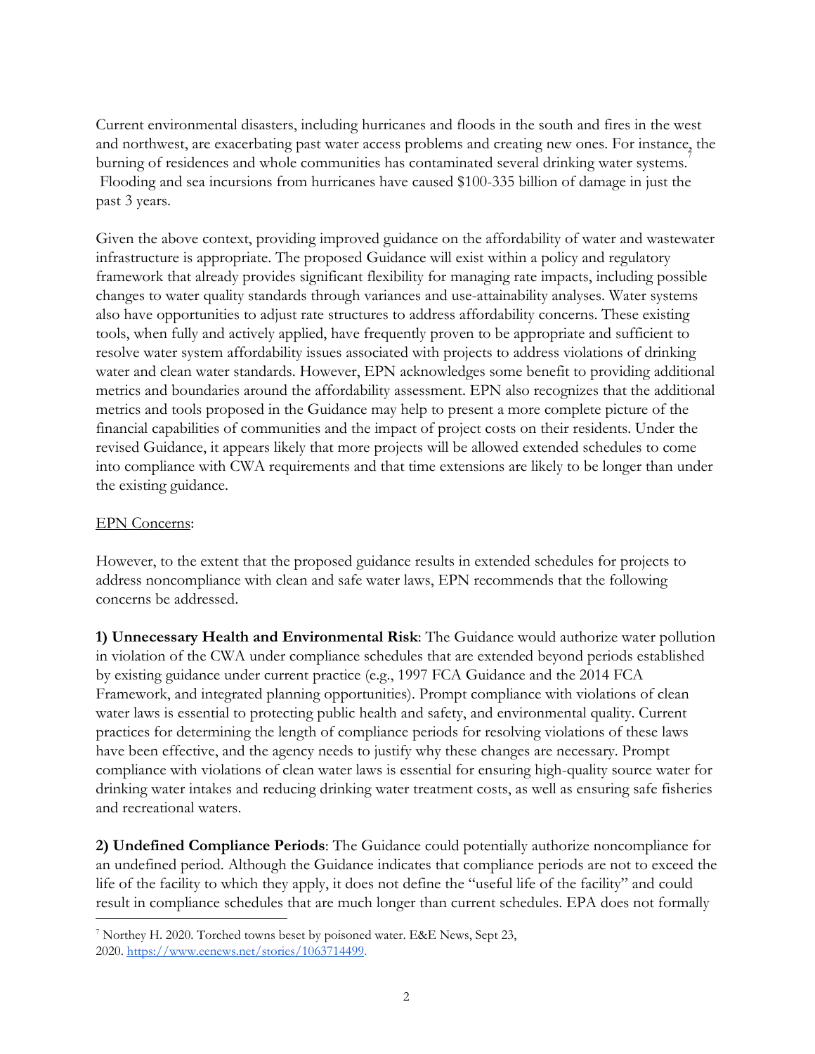Current environmental disasters, including hurricanes and floods in the south and fires in the west and northwest, are exacerbating past water access problems and creating new ones. For instance, the burning of residences and whole communities has contaminated several drinking water systems.[7] Flooding and sea incursions from hurricanes have caused $100-335 billion of damage in just the past 3 years.

Given the above context, providing improved guidance on the affordability of water and wastewater infrastructure is appropriate. The proposed Guidance will exist within a policy and regulatory framework that already provides significant flexibility for managing rate impacts, including possible changes to water quality standards through variances and use-attainability analyses. Water systems also have opportunities to adjust rate structures to address affordability concerns. These existing tools, when fully and actively applied, have frequently proven to be appropriate and sufficient to resolve water system affordability issues associated with projects to address violations of drinking water and clean water standards. However, EPN acknowledges some benefit to providing additional metrics and boundaries around the affordability assessment. EPN also recognizes that the additional metrics and tools proposed in the Guidance may help to present a more complete picture of the financial capabilities of communities and the impact of project costs on their residents. Under the revised Guidance, it appears likely that more projects will be allowed extended schedules to come into compliance with CWA requirements and that time extensions are likely to be longer than under the existing guidance.

<u>EPN Concerns</u>:

However, to the extent that the proposed guidance results in extended schedules for projects to address noncompliance with clean and safe water laws, EPN recommends that the following concerns be addressed.

**1) Unnecessary Health and Environmental Risk**: The Guidance would authorize water pollution in violation of the CWA under compliance schedules that are extended beyond periods established by existing guidance under current practice (e.g., 1997 FCA Guidance and the 2014 FCA Framework, and integrated planning opportunities). Prompt compliance with violations of clean water laws is essential to protecting public health and safety, and environmental quality. Current practices for determining the length of compliance periods for resolving violations of these laws have been effective, and the agency needs to justify why these changes are necessary. Prompt compliance with violations of clean water laws is essential for ensuring high-quality source water for drinking water intakes and reducing drinking water treatment costs, as well as ensuring safe fisheries and recreational waters.

**2) Undefined Compliance Periods**: The Guidance could potentially authorize noncompliance for an undefined period. Although the Guidance indicates that compliance periods are not to exceed the life of the facility to which they apply, it does not define the "useful life of the facility" and could result in compliance schedules that are much longer than current schedules. EPA does not formally

---

[7] Northey H. 2020. Torched towns beset by poisoned water. E&E News, Sept 23, 2020. https://www.eenews.net/stories/1063714499.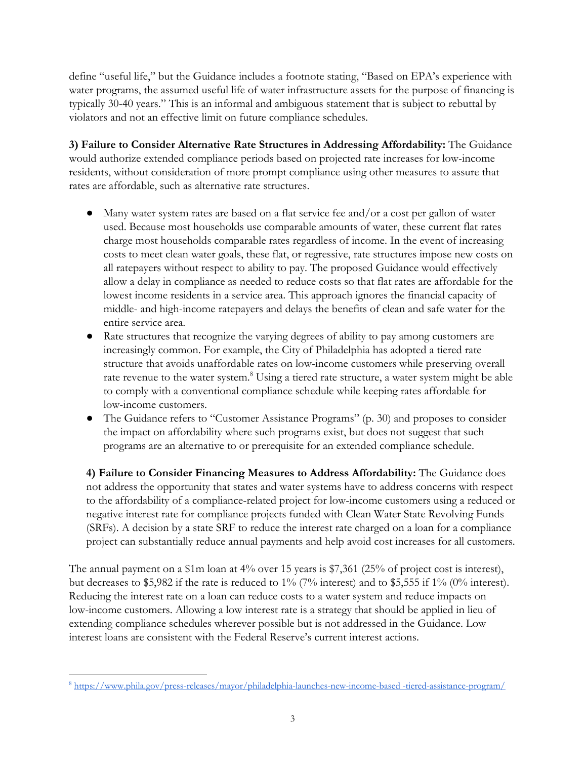define "useful life," but the Guidance includes a footnote stating, "Based on EPA's experience with water programs, the assumed useful life of water infrastructure assets for the purpose of financing is typically 30-40 years." This is an informal and ambiguous statement that is subject to rebuttal by violators and not an effective limit on future compliance schedules.

**3) Failure to Consider Alternative Rate Structures in Addressing Affordability:** The Guidance would authorize extended compliance periods based on projected rate increases for low-income residents, without consideration of more prompt compliance using other measures to assure that rates are affordable, such as alternative rate structures.

- Many water system rates are based on a flat service fee and/or a cost per gallon of water used. Because most households use comparable amounts of water, these current flat rates charge most households comparable rates regardless of income. In the event of increasing costs to meet clean water goals, these flat, or regressive, rate structures impose new costs on all ratepayers without respect to ability to pay. The proposed Guidance would effectively allow a delay in compliance as needed to reduce costs so that flat rates are affordable for the lowest income residents in a service area. This approach ignores the financial capacity of middle- and high-income ratepayers and delays the benefits of clean and safe water for the entire service area.
- Rate structures that recognize the varying degrees of ability to pay among customers are increasingly common. For example, the City of Philadelphia has adopted a tiered rate structure that avoids unaffordable rates on low-income customers while preserving overall rate revenue to the water system.[8] Using a tiered rate structure, a water system might be able to comply with a conventional compliance schedule while keeping rates affordable for low-income customers.
- The Guidance refers to "Customer Assistance Programs" (p. 30) and proposes to consider the impact on affordability where such programs exist, but does not suggest that such programs are an alternative to or prerequisite for an extended compliance schedule.

**4) Failure to Consider Financing Measures to Address Affordability:** The Guidance does not address the opportunity that states and water systems have to address concerns with respect to the affordability of a compliance-related project for low-income customers using a reduced or negative interest rate for compliance projects funded with Clean Water State Revolving Funds (SRFs). A decision by a state SRF to reduce the interest rate charged on a loan for a compliance project can substantially reduce annual payments and help avoid cost increases for all customers.

The annual payment on a $1m loan at 4% over 15 years is $7,361 (25% of project cost is interest), but decreases to $5,982 if the rate is reduced to 1% (7% interest) and to $5,555 if 1% (0% interest). Reducing the interest rate on a loan can reduce costs to a water system and reduce impacts on low-income customers. Allowing a low interest rate is a strategy that should be applied in lieu of extending compliance schedules wherever possible but is not addressed in the Guidance. Low interest loans are consistent with the Federal Reserve's current interest actions.

---

[8] https://www.phila.gov/press-releases/mayor/philadelphia-launches-new-income-based -tiered-assistance-program/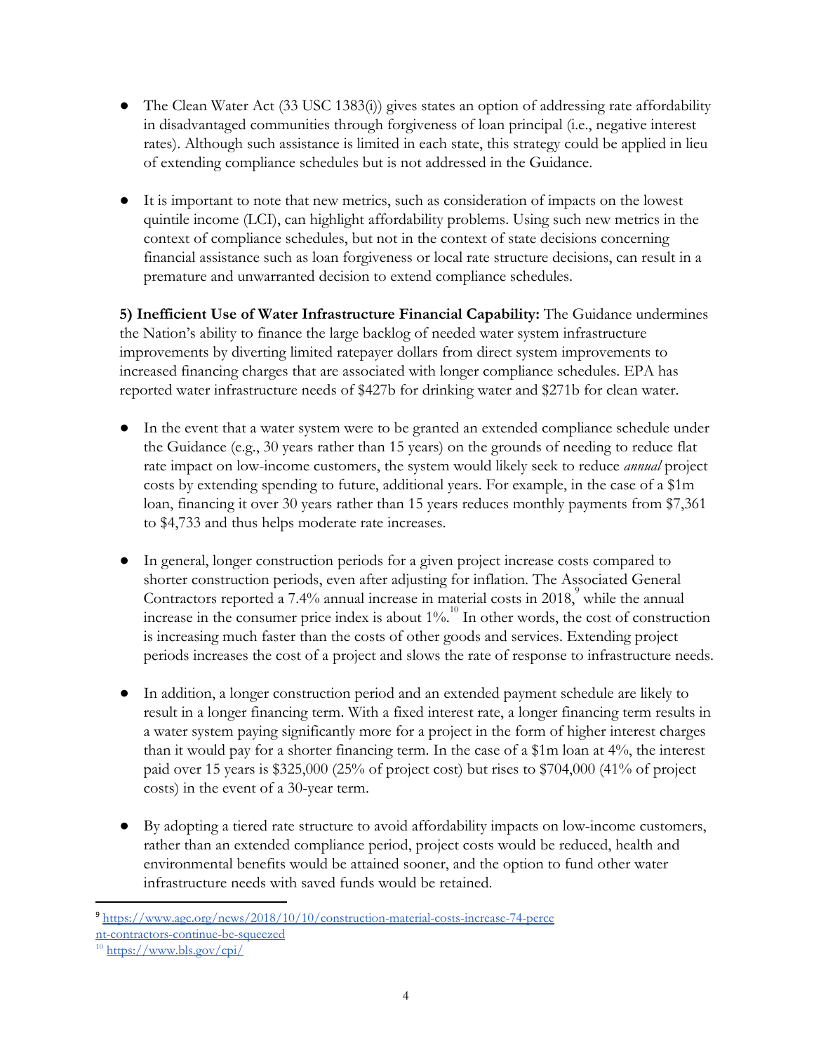- The Clean Water Act (33 USC 1383(i)) gives states an option of addressing rate affordability in disadvantaged communities through forgiveness of loan principal (i.e., negative interest rates). Although such assistance is limited in each state, this strategy could be applied in lieu of extending compliance schedules but is not addressed in the Guidance.

- It is important to note that new metrics, such as consideration of impacts on the lowest quintile income (LCI), can highlight affordability problems. Using such new metrics in the context of compliance schedules, but not in the context of state decisions concerning financial assistance such as loan forgiveness or local rate structure decisions, can result in a premature and unwarranted decision to extend compliance schedules.

**5) Inefficient Use of Water Infrastructure Financial Capability:** The Guidance undermines the Nation's ability to finance the large backlog of needed water system infrastructure improvements by diverting limited ratepayer dollars from direct system improvements to increased financing charges that are associated with longer compliance schedules. EPA has reported water infrastructure needs of $427b for drinking water and $271b for clean water.

- In the event that a water system were to be granted an extended compliance schedule under the Guidance (e.g., 30 years rather than 15 years) on the grounds of needing to reduce flat rate impact on low-income customers, the system would likely seek to reduce *annual* project costs by extending spending to future, additional years. For example, in the case of a $1m loan, financing it over 30 years rather than 15 years reduces monthly payments from $7,361 to $4,733 and thus helps moderate rate increases.

- In general, longer construction periods for a given project increase costs compared to shorter construction periods, even after adjusting for inflation. The Associated General Contractors reported a 7.4% annual increase in material costs in 2018,[9] while the annual increase in the consumer price index is about 1%.[10] In other words, the cost of construction is increasing much faster than the costs of other goods and services. Extending project periods increases the cost of a project and slows the rate of response to infrastructure needs.

- In addition, a longer construction period and an extended payment schedule are likely to result in a longer financing term. With a fixed interest rate, a longer financing term results in a water system paying significantly more for a project in the form of higher interest charges than it would pay for a shorter financing term. In the case of a $1m loan at 4%, the interest paid over 15 years is $325,000 (25% of project cost) but rises to $704,000 (41% of project costs) in the event of a 30-year term.

- By adopting a tiered rate structure to avoid affordability impacts on low-income customers, rather than an extended compliance period, project costs would be reduced, health and environmental benefits would be attained sooner, and the option to fund other water infrastructure needs with saved funds would be retained.

---

[9] https://www.agc.org/news/2018/10/10/construction-material-costs-increase-74-percent-contractors-continue-be-squeezed

[10] https://www.bls.gov/cpi/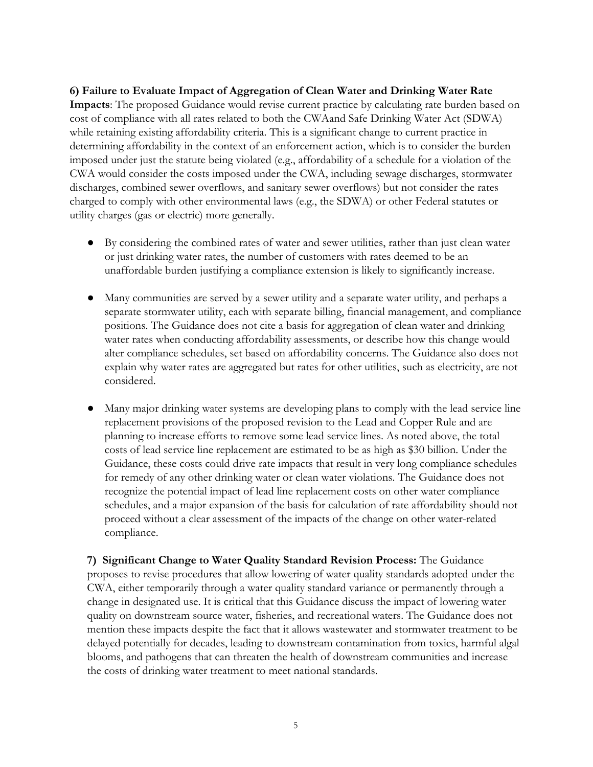**6) Failure to Evaluate Impact of Aggregation of Clean Water and Drinking Water Rate Impacts**: The proposed Guidance would revise current practice by calculating rate burden based on cost of compliance with all rates related to both the CWAand Safe Drinking Water Act (SDWA) while retaining existing affordability criteria. This is a significant change to current practice in determining affordability in the context of an enforcement action, which is to consider the burden imposed under just the statute being violated (e.g., affordability of a schedule for a violation of the CWA would consider the costs imposed under the CWA, including sewage discharges, stormwater discharges, combined sewer overflows, and sanitary sewer overflows) but not consider the rates charged to comply with other environmental laws (e.g., the SDWA) or other Federal statutes or utility charges (gas or electric) more generally.

- By considering the combined rates of water and sewer utilities, rather than just clean water or just drinking water rates, the number of customers with rates deemed to be an unaffordable burden justifying a compliance extension is likely to significantly increase.

- Many communities are served by a sewer utility and a separate water utility, and perhaps a separate stormwater utility, each with separate billing, financial management, and compliance positions. The Guidance does not cite a basis for aggregation of clean water and drinking water rates when conducting affordability assessments, or describe how this change would alter compliance schedules, set based on affordability concerns. The Guidance also does not explain why water rates are aggregated but rates for other utilities, such as electricity, are not considered.

- Many major drinking water systems are developing plans to comply with the lead service line replacement provisions of the proposed revision to the Lead and Copper Rule and are planning to increase efforts to remove some lead service lines. As noted above, the total costs of lead service line replacement are estimated to be as high as $30 billion. Under the Guidance, these costs could drive rate impacts that result in very long compliance schedules for remedy of any other drinking water or clean water violations. The Guidance does not recognize the potential impact of lead line replacement costs on other water compliance schedules, and a major expansion of the basis for calculation of rate affordability should not proceed without a clear assessment of the impacts of the change on other water-related compliance.

**7) Significant Change to Water Quality Standard Revision Process:** The Guidance proposes to revise procedures that allow lowering of water quality standards adopted under the CWA, either temporarily through a water quality standard variance or permanently through a change in designated use. It is critical that this Guidance discuss the impact of lowering water quality on downstream source water, fisheries, and recreational waters. The Guidance does not mention these impacts despite the fact that it allows wastewater and stormwater treatment to be delayed potentially for decades, leading to downstream contamination from toxics, harmful algal blooms, and pathogens that can threaten the health of downstream communities and increase the costs of drinking water treatment to meet national standards.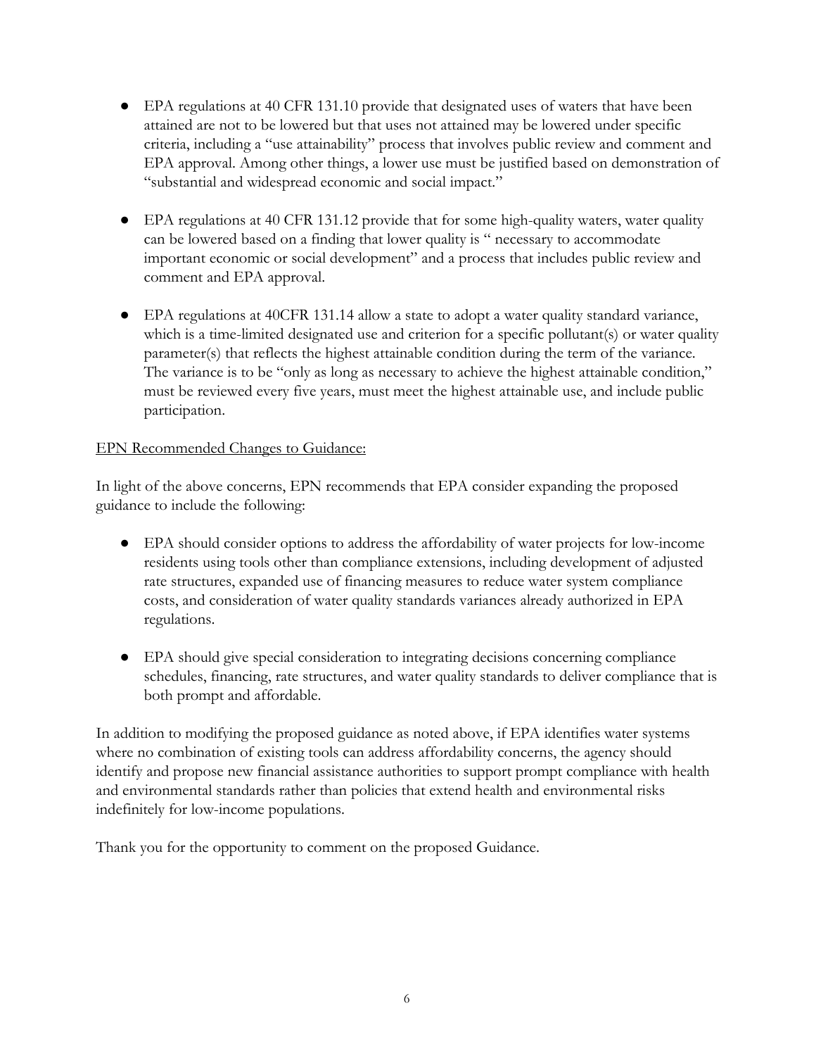- EPA regulations at 40 CFR 131.10 provide that designated uses of waters that have been attained are not to be lowered but that uses not attained may be lowered under specific criteria, including a "use attainability" process that involves public review and comment and EPA approval. Among other things, a lower use must be justified based on demonstration of "substantial and widespread economic and social impact."

- EPA regulations at 40 CFR 131.12 provide that for some high-quality waters, water quality can be lowered based on a finding that lower quality is " necessary to accommodate important economic or social development" and a process that includes public review and comment and EPA approval.

- EPA regulations at 40CFR 131.14 allow a state to adopt a water quality standard variance, which is a time-limited designated use and criterion for a specific pollutant(s) or water quality parameter(s) that reflects the highest attainable condition during the term of the variance. The variance is to be "only as long as necessary to achieve the highest attainable condition," must be reviewed every five years, must meet the highest attainable use, and include public participation.

<u>EPN Recommended Changes to Guidance:</u>

In light of the above concerns, EPN recommends that EPA consider expanding the proposed guidance to include the following:

- EPA should consider options to address the affordability of water projects for low-income residents using tools other than compliance extensions, including development of adjusted rate structures, expanded use of financing measures to reduce water system compliance costs, and consideration of water quality standards variances already authorized in EPA regulations.

- EPA should give special consideration to integrating decisions concerning compliance schedules, financing, rate structures, and water quality standards to deliver compliance that is both prompt and affordable.

In addition to modifying the proposed guidance as noted above, if EPA identifies water systems where no combination of existing tools can address affordability concerns, the agency should identify and propose new financial assistance authorities to support prompt compliance with health and environmental standards rather than policies that extend health and environmental risks indefinitely for low-income populations.

Thank you for the opportunity to comment on the proposed Guidance.